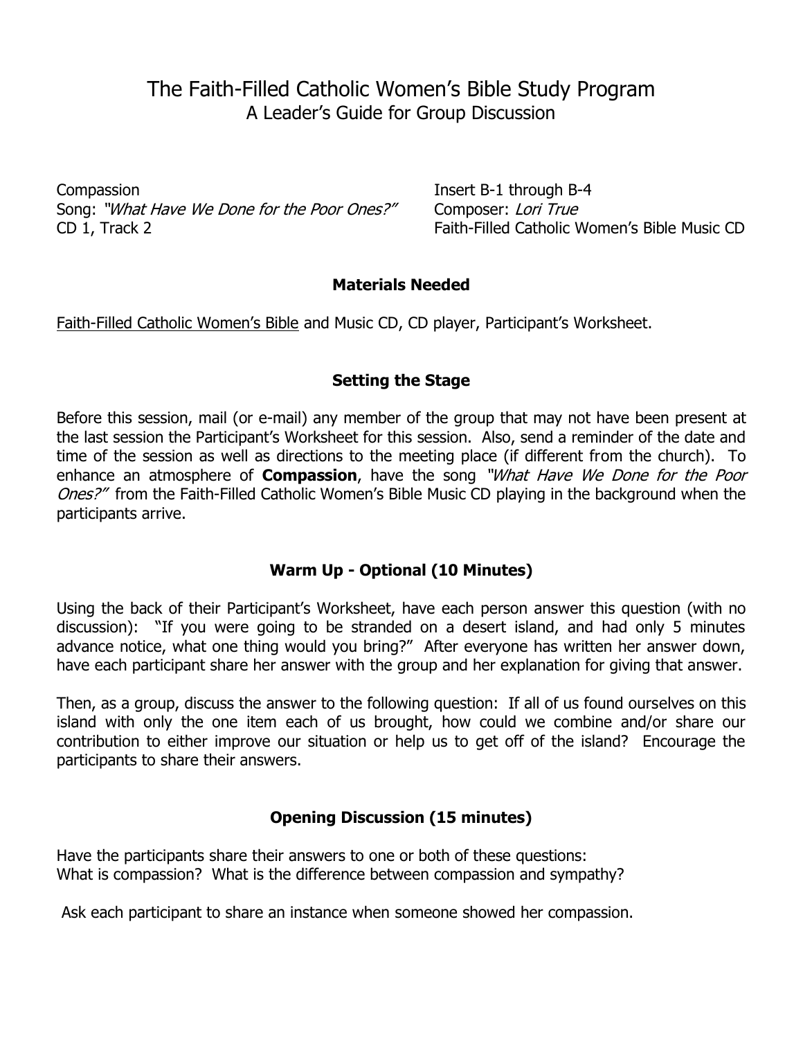# The Faith-Filled Catholic Women's Bible Study Program

## A Leader's Guide for Group Discussion

Compassion
Song: *"What Have We Done for the Poor Ones?"*
CD 1, Track 2

Insert B-1 through B-4
Composer: *Lori True*
Faith-Filled Catholic Women's Bible Music CD

### Materials Needed

Faith-Filled Catholic Women's Bible and Music CD, CD player, Participant's Worksheet.

### Setting the Stage

Before this session, mail (or e-mail) any member of the group that may not have been present at the last session the Participant's Worksheet for this session. Also, send a reminder of the date and time of the session as well as directions to the meeting place (if different from the church). To enhance an atmosphere of **Compassion**, have the song *"What Have We Done for the Poor Ones?"* from the Faith-Filled Catholic Women's Bible Music CD playing in the background when the participants arrive.

### Warm Up - Optional (10 Minutes)

Using the back of their Participant's Worksheet, have each person answer this question (with no discussion): "If you were going to be stranded on a desert island, and had only 5 minutes advance notice, what one thing would you bring?" After everyone has written her answer down, have each participant share her answer with the group and her explanation for giving that answer.

Then, as a group, discuss the answer to the following question: If all of us found ourselves on this island with only the one item each of us brought, how could we combine and/or share our contribution to either improve our situation or help us to get off of the island? Encourage the participants to share their answers.

### Opening Discussion (15 minutes)

Have the participants share their answers to one or both of these questions:
What is compassion? What is the difference between compassion and sympathy?

Ask each participant to share an instance when someone showed her compassion.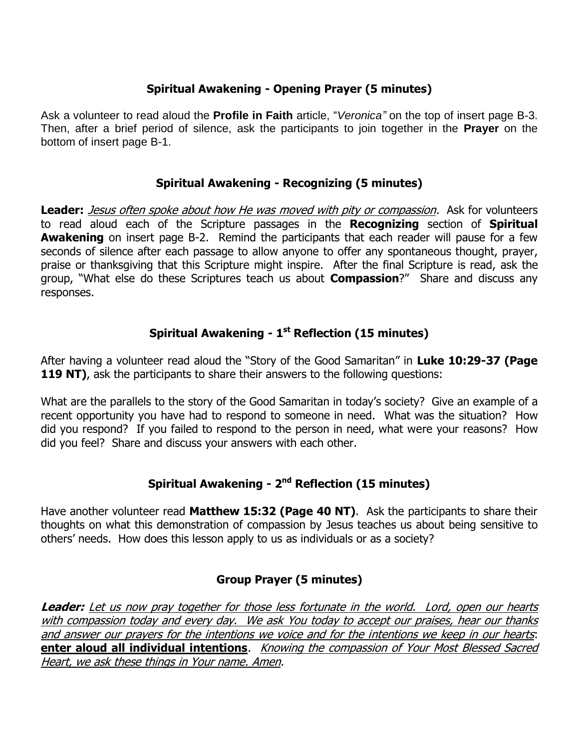### Spiritual Awakening - Opening Prayer (5 minutes)

Ask a volunteer to read aloud the **Profile in Faith** article, "*Veronica"* on the top of insert page B-3. Then, after a brief period of silence, ask the participants to join together in the **Prayer** on the bottom of insert page B-1.

### Spiritual Awakening - Recognizing (5 minutes)

**Leader:** *Jesus often spoke about how He was moved with pity or compassion.* Ask for volunteers to read aloud each of the Scripture passages in the **Recognizing** section of **Spiritual Awakening** on insert page B-2. Remind the participants that each reader will pause for a few seconds of silence after each passage to allow anyone to offer any spontaneous thought, prayer, praise or thanksgiving that this Scripture might inspire. After the final Scripture is read, ask the group, "What else do these Scriptures teach us about **Compassion**?" Share and discuss any responses.

### Spiritual Awakening - 1st Reflection (15 minutes)

After having a volunteer read aloud the "Story of the Good Samaritan" in **Luke 10:29-37 (Page 119 NT)**, ask the participants to share their answers to the following questions:

What are the parallels to the story of the Good Samaritan in today's society? Give an example of a recent opportunity you have had to respond to someone in need. What was the situation? How did you respond? If you failed to respond to the person in need, what were your reasons? How did you feel? Share and discuss your answers with each other.

### Spiritual Awakening - 2nd Reflection (15 minutes)

Have another volunteer read **Matthew 15:32 (Page 40 NT)**. Ask the participants to share their thoughts on what this demonstration of compassion by Jesus teaches us about being sensitive to others' needs. How does this lesson apply to us as individuals or as a society?

### Group Prayer (5 minutes)

***Leader:*** *Let us now pray together for those less fortunate in the world. Lord, open our hearts with compassion today and every day. We ask You today to accept our praises, hear our thanks and answer our prayers for the intentions we voice and for the intentions we keep in our hearts*: **enter aloud all individual intentions**. *Knowing the compassion of Your Most Blessed Sacred Heart, we ask these things in Your name. Amen.*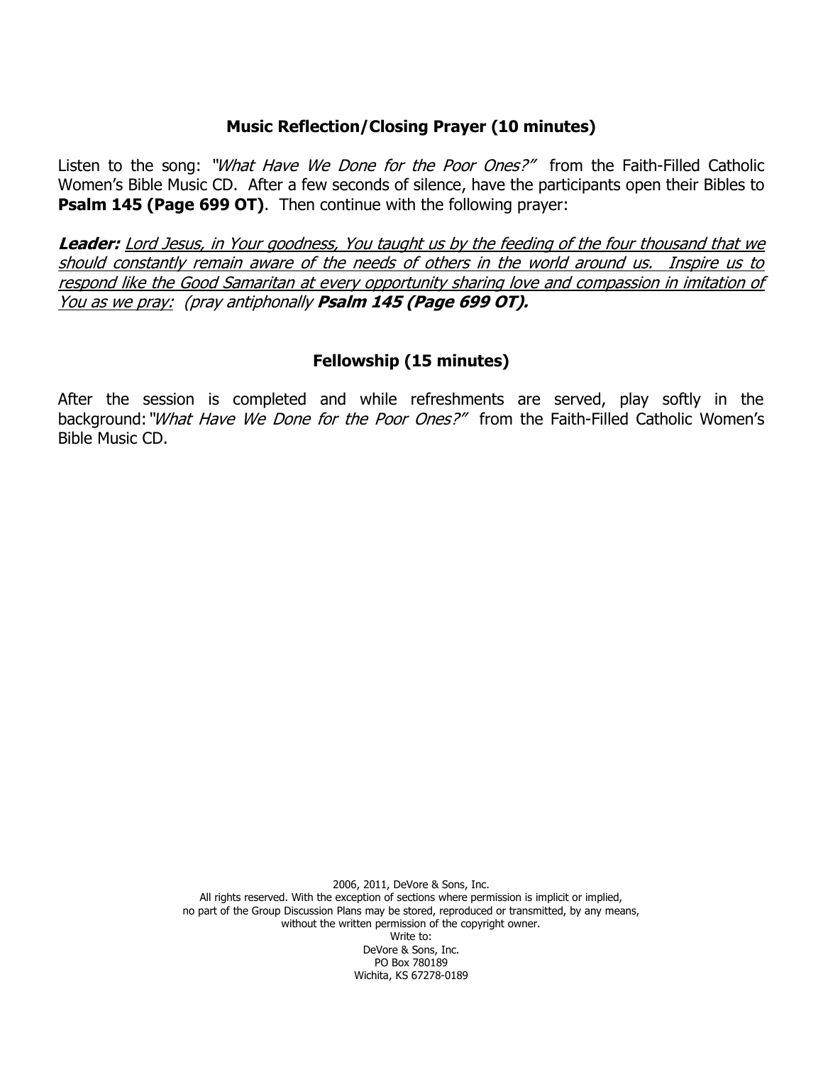## Music Reflection/Closing Prayer (10 minutes)

Listen to the song: "*What Have We Done for the Poor Ones?*" from the Faith-Filled Catholic Women's Bible Music CD. After a few seconds of silence, have the participants open their Bibles to **Psalm 145 (Page 699 OT)**. Then continue with the following prayer:

***Leader:*** *Lord Jesus, in Your goodness, You taught us by the feeding of the four thousand that we should constantly remain aware of the needs of others in the world around us. Inspire us to respond like the Good Samaritan at every opportunity sharing love and compassion in imitation of You as we pray:* (*pray antiphonally* ***Psalm 145 (Page 699 OT).***

## Fellowship (15 minutes)

After the session is completed and while refreshments are served, play softly in the background: "*What Have We Done for the Poor Ones?*" from the Faith-Filled Catholic Women's Bible Music CD.

2006, 2011, DeVore & Sons, Inc.
All rights reserved. With the exception of sections where permission is implicit or implied, no part of the Group Discussion Plans may be stored, reproduced or transmitted, by any means, without the written permission of the copyright owner.
Write to:
DeVore & Sons, Inc.
PO Box 780189
Wichita, KS 67278-0189